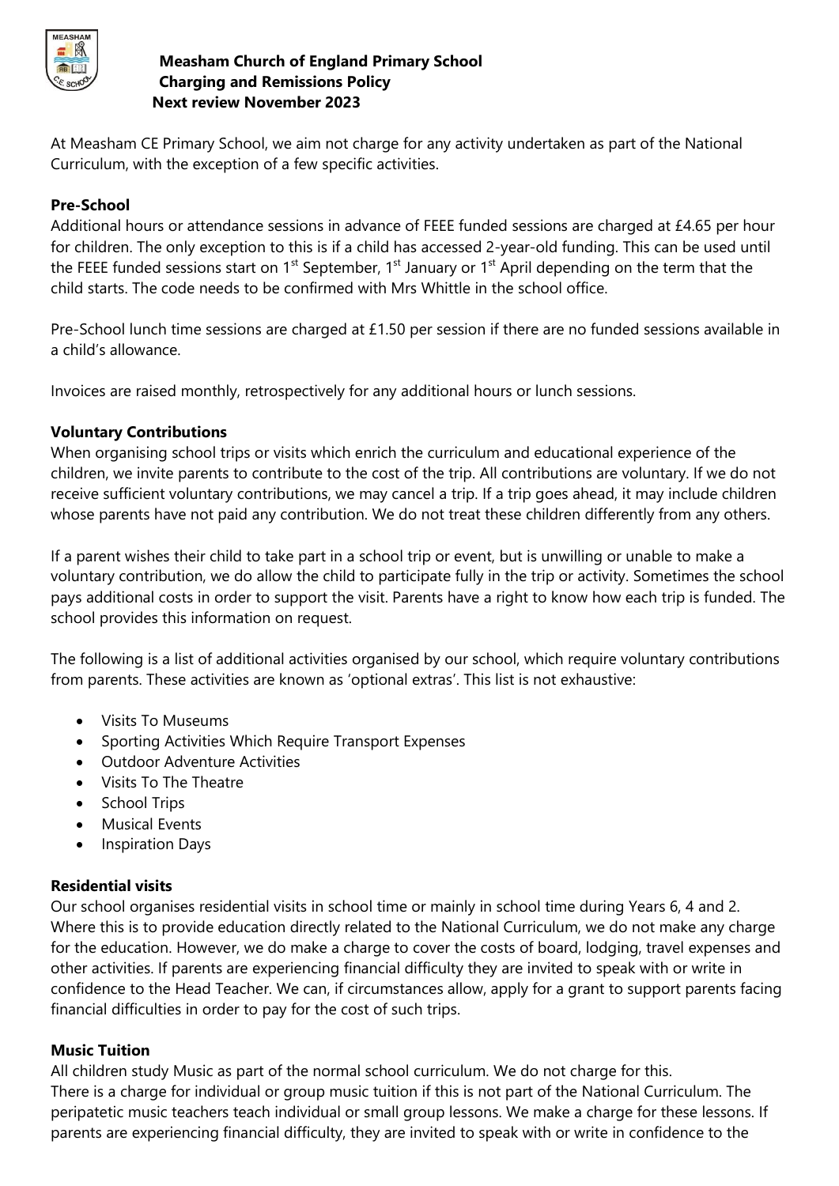# Measham Church of England Primary School
## Charging and Remissions Policy
### Next review November 2023

At Measham CE Primary School, we aim not charge for any activity undertaken as part of the National Curriculum, with the exception of a few specific activities.

**Pre-School**

Additional hours or attendance sessions in advance of FEEE funded sessions are charged at £4.65 per hour for children. The only exception to this is if a child has accessed 2-year-old funding. This can be used until the FEEE funded sessions start on 1st September, 1st January or 1st April depending on the term that the child starts. The code needs to be confirmed with Mrs Whittle in the school office.

Pre-School lunch time sessions are charged at £1.50 per session if there are no funded sessions available in a child's allowance.

Invoices are raised monthly, retrospectively for any additional hours or lunch sessions.

**Voluntary Contributions**

When organising school trips or visits which enrich the curriculum and educational experience of the children, we invite parents to contribute to the cost of the trip. All contributions are voluntary. If we do not receive sufficient voluntary contributions, we may cancel a trip. If a trip goes ahead, it may include children whose parents have not paid any contribution. We do not treat these children differently from any others.

If a parent wishes their child to take part in a school trip or event, but is unwilling or unable to make a voluntary contribution, we do allow the child to participate fully in the trip or activity. Sometimes the school pays additional costs in order to support the visit. Parents have a right to know how each trip is funded. The school provides this information on request.

The following is a list of additional activities organised by our school, which require voluntary contributions from parents. These activities are known as 'optional extras'. This list is not exhaustive:

- Visits To Museums
- Sporting Activities Which Require Transport Expenses
- Outdoor Adventure Activities
- Visits To The Theatre
- School Trips
- Musical Events
- Inspiration Days

**Residential visits**

Our school organises residential visits in school time or mainly in school time during Years 6, 4 and 2. Where this is to provide education directly related to the National Curriculum, we do not make any charge for the education. However, we do make a charge to cover the costs of board, lodging, travel expenses and other activities. If parents are experiencing financial difficulty they are invited to speak with or write in confidence to the Head Teacher. We can, if circumstances allow, apply for a grant to support parents facing financial difficulties in order to pay for the cost of such trips.

**Music Tuition**

All children study Music as part of the normal school curriculum. We do not charge for this.
There is a charge for individual or group music tuition if this is not part of the National Curriculum. The peripatetic music teachers teach individual or small group lessons. We make a charge for these lessons. If parents are experiencing financial difficulty, they are invited to speak with or write in confidence to the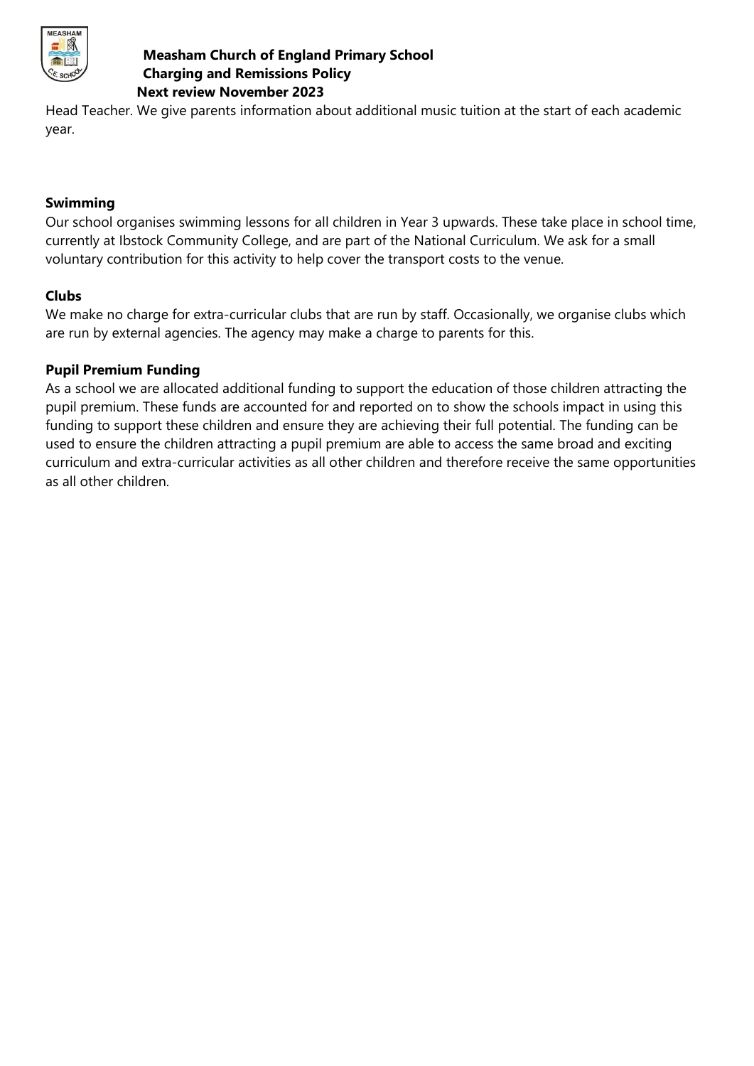Head Teacher. We give parents information about additional music tuition at the start of each academic year.

### Swimming

Our school organises swimming lessons for all children in Year 3 upwards. These take place in school time, currently at Ibstock Community College, and are part of the National Curriculum. We ask for a small voluntary contribution for this activity to help cover the transport costs to the venue.

### Clubs

We make no charge for extra-curricular clubs that are run by staff. Occasionally, we organise clubs which are run by external agencies. The agency may make a charge to parents for this.

### Pupil Premium Funding

As a school we are allocated additional funding to support the education of those children attracting the pupil premium. These funds are accounted for and reported on to show the schools impact in using this funding to support these children and ensure they are achieving their full potential. The funding can be used to ensure the children attracting a pupil premium are able to access the same broad and exciting curriculum and extra-curricular activities as all other children and therefore receive the same opportunities as all other children.